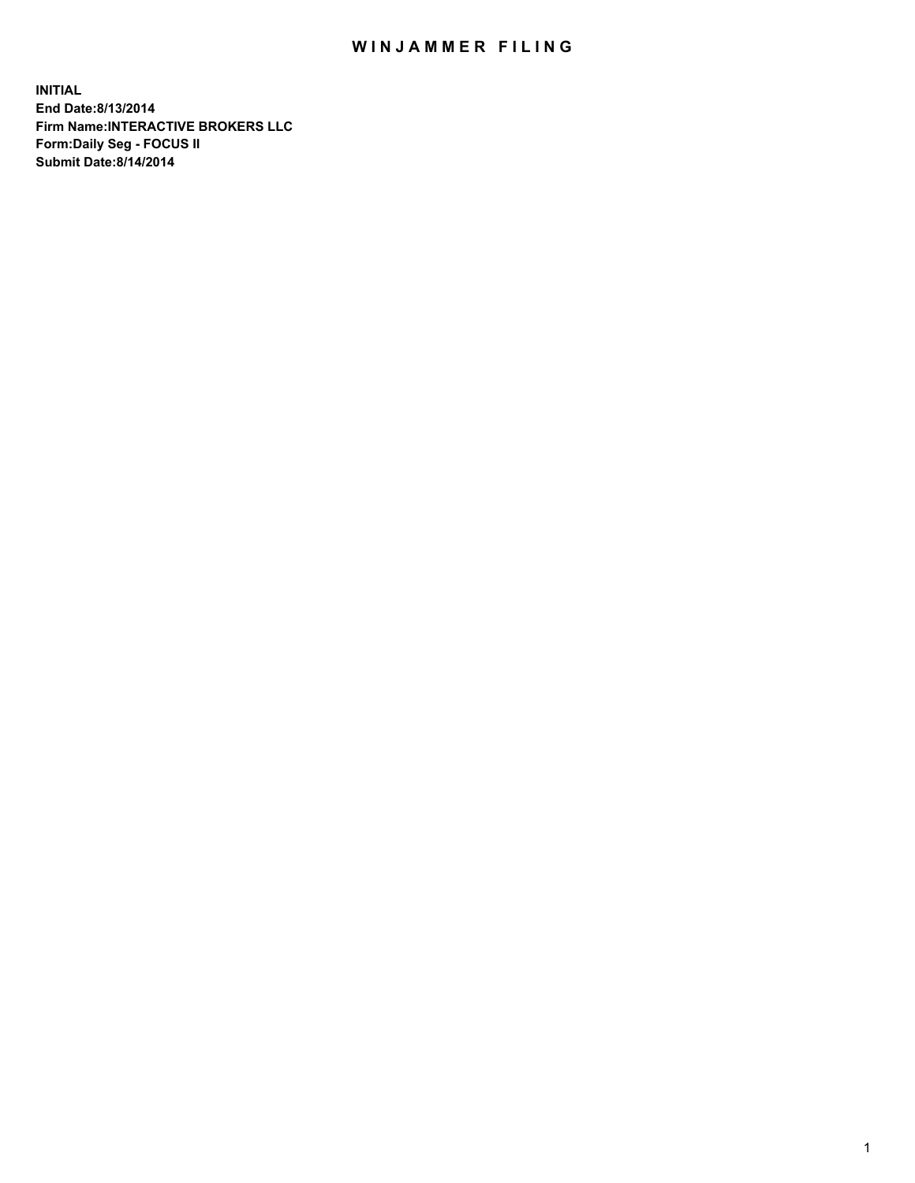# WINJAMMER FILING

**INITIAL**
**End Date:8/13/2014**
**Firm Name:INTERACTIVE BROKERS LLC**
**Form:Daily Seg - FOCUS II**
**Submit Date:8/14/2014**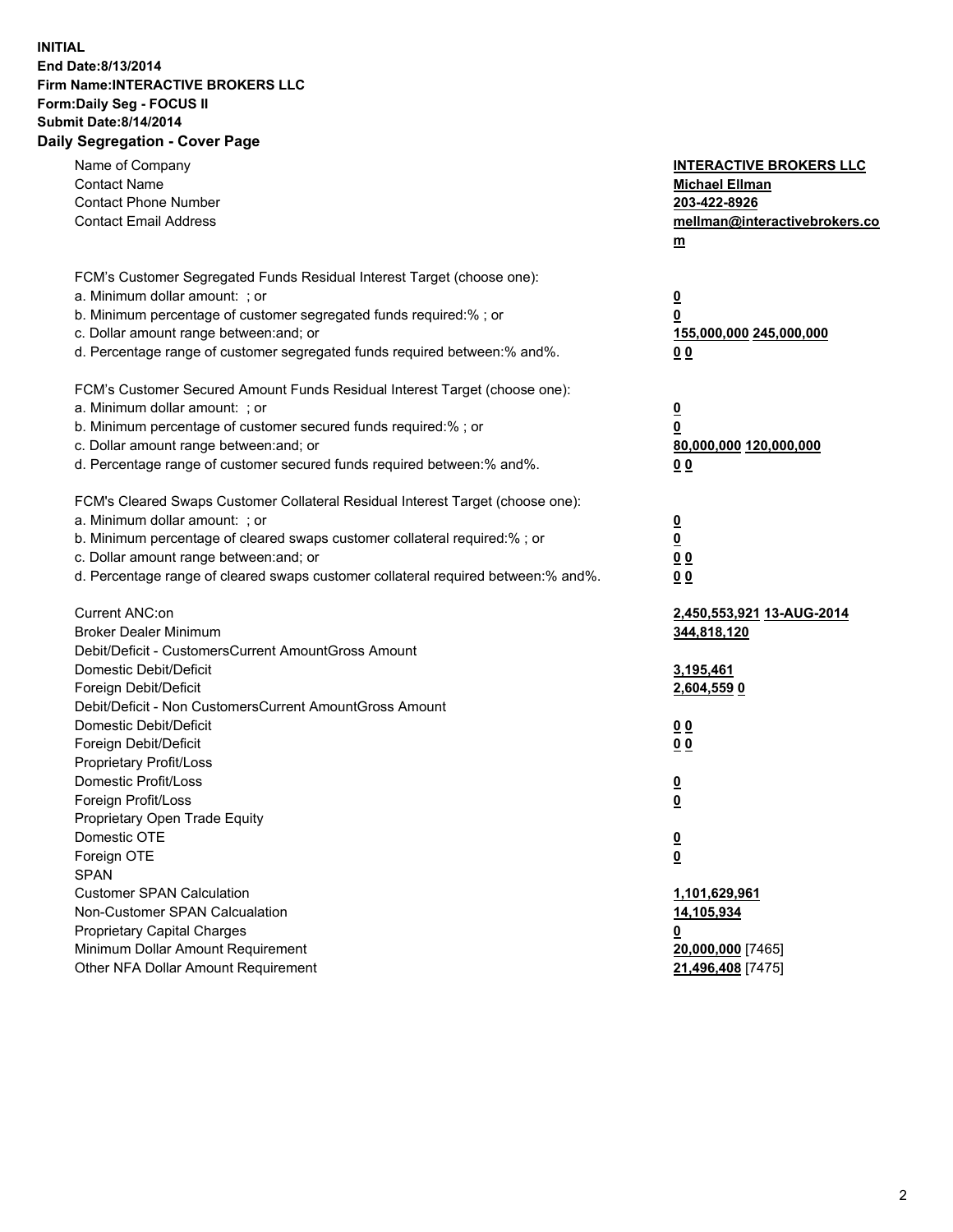**INITIAL**
**End Date:8/13/2014**
**Firm Name:INTERACTIVE BROKERS LLC**
**Form:Daily Seg - FOCUS II**
**Submit Date:8/14/2014**

## Daily Segregation - Cover Page

| | |
|---|---|
| Name of Company | **INTERACTIVE BROKERS LLC** |
| Contact Name | **Michael Ellman** |
| Contact Phone Number | **203-422-8926** |
| Contact Email Address | **mellman@interactivebrokers.com** |
| | |
| FCM's Customer Segregated Funds Residual Interest Target (choose one): | |
| a. Minimum dollar amount: ; or | **0** |
| b. Minimum percentage of customer segregated funds required:% ; or | **0** |
| c. Dollar amount range between:and; or | **155,000,000 245,000,000** |
| d. Percentage range of customer segregated funds required between:% and%. | **0 0** |
| | |
| FCM's Customer Secured Amount Funds Residual Interest Target (choose one): | |
| a. Minimum dollar amount: ; or | **0** |
| b. Minimum percentage of customer secured funds required:% ; or | **0** |
| c. Dollar amount range between:and; or | **80,000,000 120,000,000** |
| d. Percentage range of customer secured funds required between:% and%. | **0 0** |
| | |
| FCM's Cleared Swaps Customer Collateral Residual Interest Target (choose one): | |
| a. Minimum dollar amount: ; or | **0** |
| b. Minimum percentage of cleared swaps customer collateral required:% ; or | **0** |
| c. Dollar amount range between:and; or | **0 0** |
| d. Percentage range of cleared swaps customer collateral required between:% and%. | **0 0** |
| | |
| Current ANC:on | **2,450,553,921 13-AUG-2014** |
| Broker Dealer Minimum | **344,818,120** |
| Debit/Deficit - CustomersCurrent AmountGross Amount | |
| Domestic Debit/Deficit | **3,195,461** |
| Foreign Debit/Deficit | **2,604,559 0** |
| Debit/Deficit - Non CustomersCurrent AmountGross Amount | |
| Domestic Debit/Deficit | **0 0** |
| Foreign Debit/Deficit | **0 0** |
| Proprietary Profit/Loss | |
| Domestic Profit/Loss | **0** |
| Foreign Profit/Loss | **0** |
| Proprietary Open Trade Equity | |
| Domestic OTE | **0** |
| Foreign OTE | **0** |
| SPAN | |
| Customer SPAN Calculation | **1,101,629,961** |
| Non-Customer SPAN Calcualation | **14,105,934** |
| Proprietary Capital Charges | **0** |
| Minimum Dollar Amount Requirement | **20,000,000** [7465] |
| Other NFA Dollar Amount Requirement | **21,496,408** [7475] |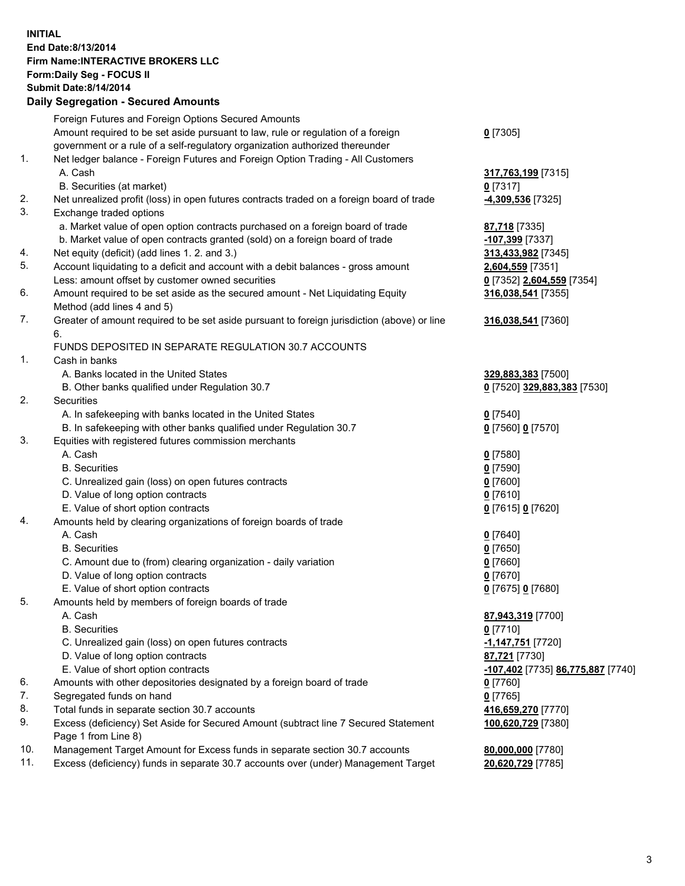**INITIAL**
**End Date:8/13/2014**
**Firm Name:INTERACTIVE BROKERS LLC**
**Form:Daily Seg - FOCUS II**
**Submit Date:8/14/2014**

**Daily Segregation - Secured Amounts**

| | | |
|---|---|---|
| | Foreign Futures and Foreign Options Secured Amounts | |
| | Amount required to be set aside pursuant to law, rule or regulation of a foreign government or a rule of a self-regulatory organization authorized thereunder | **0** [7305] |
| 1. | Net ledger balance - Foreign Futures and Foreign Option Trading - All Customers | |
| | A. Cash | **317,763,199** [7315] |
| | B. Securities (at market) | **0** [7317] |
| 2. | Net unrealized profit (loss) in open futures contracts traded on a foreign board of trade | **-4,309,536** [7325] |
| 3. | Exchange traded options | |
| | a. Market value of open option contracts purchased on a foreign board of trade | **87,718** [7335] |
| | b. Market value of open contracts granted (sold) on a foreign board of trade | **-107,399** [7337] |
| 4. | Net equity (deficit) (add lines 1. 2. and 3.) | **313,433,982** [7345] |
| 5. | Account liquidating to a deficit and account with a debit balances - gross amount | **2,604,559** [7351] |
| | Less: amount offset by customer owned securities | **0** [7352] **2,604,559** [7354] |
| 6. | Amount required to be set aside as the secured amount - Net Liquidating Equity Method (add lines 4 and 5) | **316,038,541** [7355] |
| 7. | Greater of amount required to be set aside pursuant to foreign jurisdiction (above) or line 6. | **316,038,541** [7360] |
| | FUNDS DEPOSITED IN SEPARATE REGULATION 30.7 ACCOUNTS | |
| 1. | Cash in banks | |
| | A. Banks located in the United States | **329,883,383** [7500] |
| | B. Other banks qualified under Regulation 30.7 | **0** [7520] **329,883,383** [7530] |
| 2. | Securities | |
| | A. In safekeeping with banks located in the United States | **0** [7540] |
| | B. In safekeeping with other banks qualified under Regulation 30.7 | **0** [7560] **0** [7570] |
| 3. | Equities with registered futures commission merchants | |
| | A. Cash | **0** [7580] |
| | B. Securities | **0** [7590] |
| | C. Unrealized gain (loss) on open futures contracts | **0** [7600] |
| | D. Value of long option contracts | **0** [7610] |
| | E. Value of short option contracts | **0** [7615] **0** [7620] |
| 4. | Amounts held by clearing organizations of foreign boards of trade | |
| | A. Cash | **0** [7640] |
| | B. Securities | **0** [7650] |
| | C. Amount due to (from) clearing organization - daily variation | **0** [7660] |
| | D. Value of long option contracts | **0** [7670] |
| | E. Value of short option contracts | **0** [7675] **0** [7680] |
| 5. | Amounts held by members of foreign boards of trade | |
| | A. Cash | **87,943,319** [7700] |
| | B. Securities | **0** [7710] |
| | C. Unrealized gain (loss) on open futures contracts | **-1,147,751** [7720] |
| | D. Value of long option contracts | **87,721** [7730] |
| | E. Value of short option contracts | **-107,402** [7735] **86,775,887** [7740] |
| 6. | Amounts with other depositories designated by a foreign board of trade | **0** [7760] |
| 7. | Segregated funds on hand | **0** [7765] |
| 8. | Total funds in separate section 30.7 accounts | **416,659,270** [7770] |
| 9. | Excess (deficiency) Set Aside for Secured Amount (subtract line 7 Secured Statement Page 1 from Line 8) | **100,620,729** [7380] |
| 10. | Management Target Amount for Excess funds in separate section 30.7 accounts | **80,000,000** [7780] |
| 11. | Excess (deficiency) funds in separate 30.7 accounts over (under) Management Target | **20,620,729** [7785] |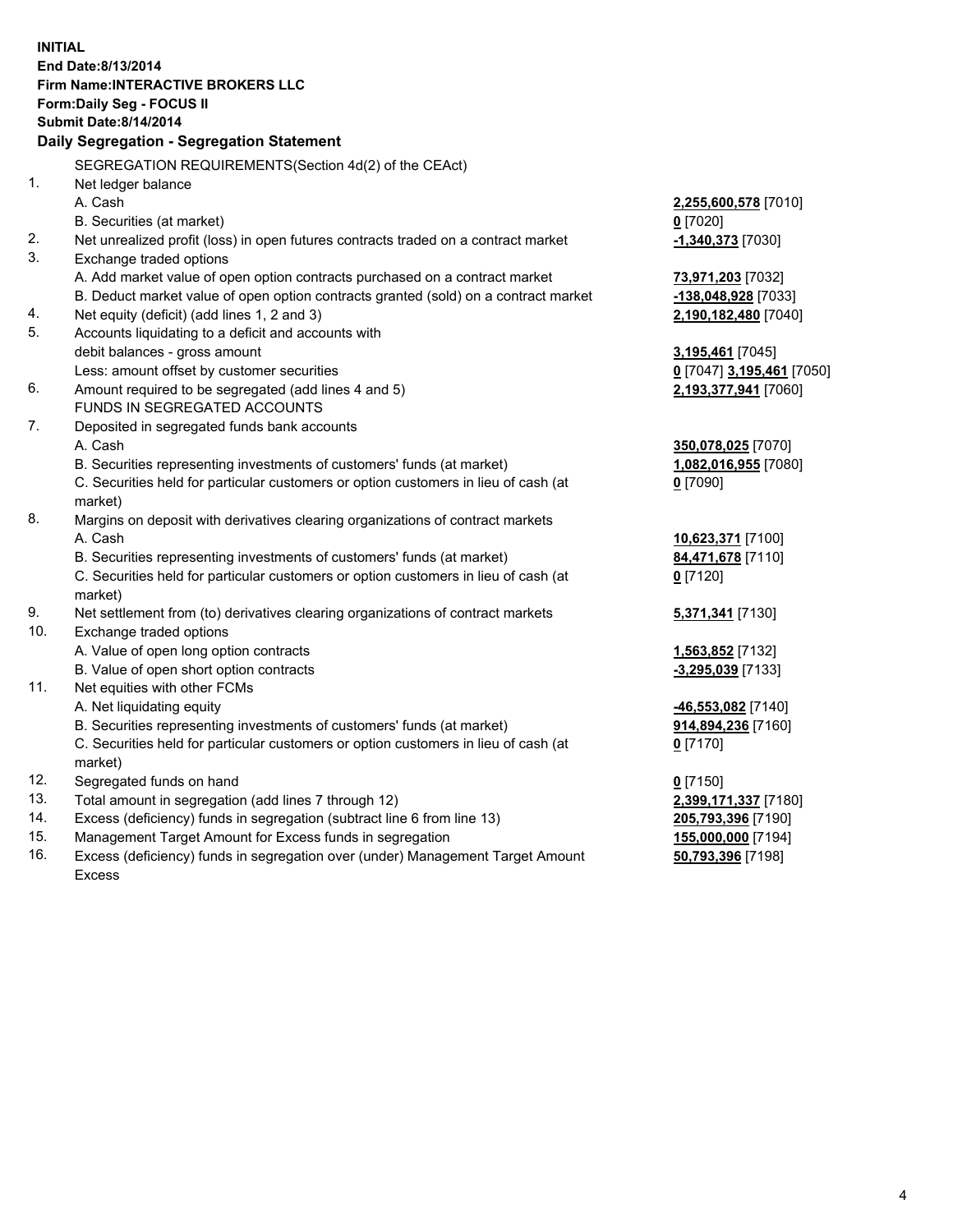**INITIAL**
**End Date:8/13/2014**
**Firm Name:INTERACTIVE BROKERS LLC**
**Form:Daily Seg - FOCUS II**
**Submit Date:8/14/2014**

## Daily Segregation - Segregation Statement

| | | |
|---|---|---|
| | SEGREGATION REQUIREMENTS(Section 4d(2) of the CEAct) | |
| 1. | Net ledger balance | |
| | A. Cash | **2,255,600,578** [7010] |
| | B. Securities (at market) | **0** [7020] |
| 2. | Net unrealized profit (loss) in open futures contracts traded on a contract market | **-1,340,373** [7030] |
| 3. | Exchange traded options | |
| | A. Add market value of open option contracts purchased on a contract market | **73,971,203** [7032] |
| | B. Deduct market value of open option contracts granted (sold) on a contract market | **-138,048,928** [7033] |
| 4. | Net equity (deficit) (add lines 1, 2 and 3) | **2,190,182,480** [7040] |
| 5. | Accounts liquidating to a deficit and accounts with | |
| | debit balances - gross amount | **3,195,461** [7045] |
| | Less: amount offset by customer securities | **0** [7047] **3,195,461** [7050] |
| 6. | Amount required to be segregated (add lines 4 and 5) | **2,193,377,941** [7060] |
| | FUNDS IN SEGREGATED ACCOUNTS | |
| 7. | Deposited in segregated funds bank accounts | |
| | A. Cash | **350,078,025** [7070] |
| | B. Securities representing investments of customers' funds (at market) | **1,082,016,955** [7080] |
| | C. Securities held for particular customers or option customers in lieu of cash (at market) | **0** [7090] |
| 8. | Margins on deposit with derivatives clearing organizations of contract markets | |
| | A. Cash | **10,623,371** [7100] |
| | B. Securities representing investments of customers' funds (at market) | **84,471,678** [7110] |
| | C. Securities held for particular customers or option customers in lieu of cash (at market) | **0** [7120] |
| 9. | Net settlement from (to) derivatives clearing organizations of contract markets | **5,371,341** [7130] |
| 10. | Exchange traded options | |
| | A. Value of open long option contracts | **1,563,852** [7132] |
| | B. Value of open short option contracts | **-3,295,039** [7133] |
| 11. | Net equities with other FCMs | |
| | A. Net liquidating equity | **-46,553,082** [7140] |
| | B. Securities representing investments of customers' funds (at market) | **914,894,236** [7160] |
| | C. Securities held for particular customers or option customers in lieu of cash (at market) | **0** [7170] |
| 12. | Segregated funds on hand | **0** [7150] |
| 13. | Total amount in segregation (add lines 7 through 12) | **2,399,171,337** [7180] |
| 14. | Excess (deficiency) funds in segregation (subtract line 6 from line 13) | **205,793,396** [7190] |
| 15. | Management Target Amount for Excess funds in segregation | **155,000,000** [7194] |
| 16. | Excess (deficiency) funds in segregation over (under) Management Target Amount Excess | **50,793,396** [7198] |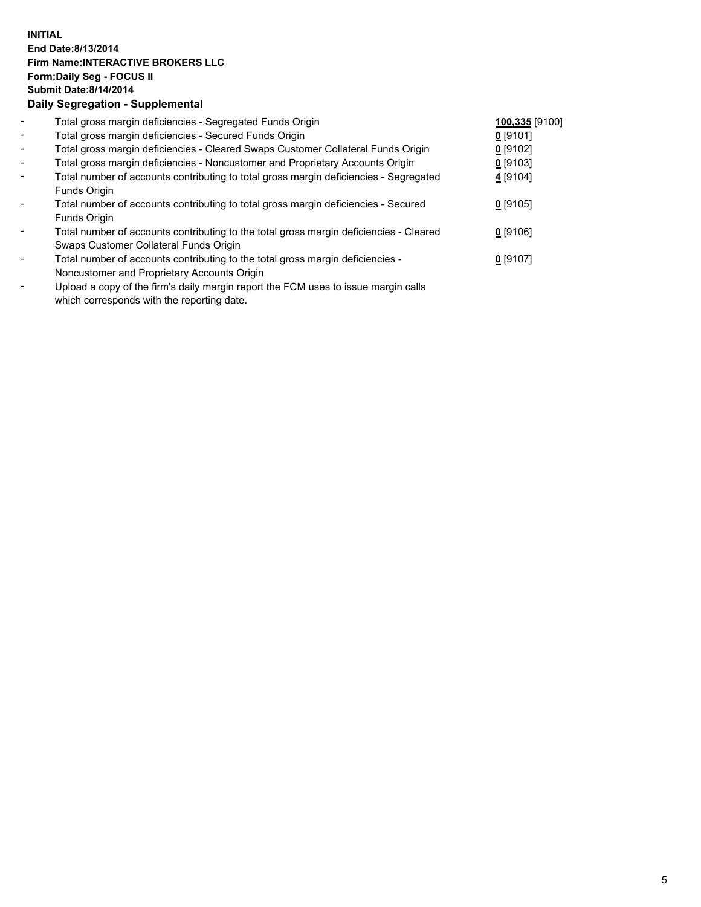**INITIAL**
**End Date:8/13/2014**
**Firm Name:INTERACTIVE BROKERS LLC**
**Form:Daily Seg - FOCUS II**
**Submit Date:8/14/2014**

**Daily Segregation - Supplemental**

| | | |
|---|---|---|
| - | Total gross margin deficiencies - Segregated Funds Origin | **100,335** [9100] |
| - | Total gross margin deficiencies - Secured Funds Origin | **0** [9101] |
| - | Total gross margin deficiencies - Cleared Swaps Customer Collateral Funds Origin | **0** [9102] |
| - | Total gross margin deficiencies - Noncustomer and Proprietary Accounts Origin | **0** [9103] |
| - | Total number of accounts contributing to total gross margin deficiencies - Segregated Funds Origin | **4** [9104] |
| - | Total number of accounts contributing to total gross margin deficiencies - Secured Funds Origin | **0** [9105] |
| - | Total number of accounts contributing to the total gross margin deficiencies - Cleared Swaps Customer Collateral Funds Origin | **0** [9106] |
| - | Total number of accounts contributing to the total gross margin deficiencies - Noncustomer and Proprietary Accounts Origin | **0** [9107] |
| - | Upload a copy of the firm's daily margin report the FCM uses to issue margin calls which corresponds with the reporting date. | |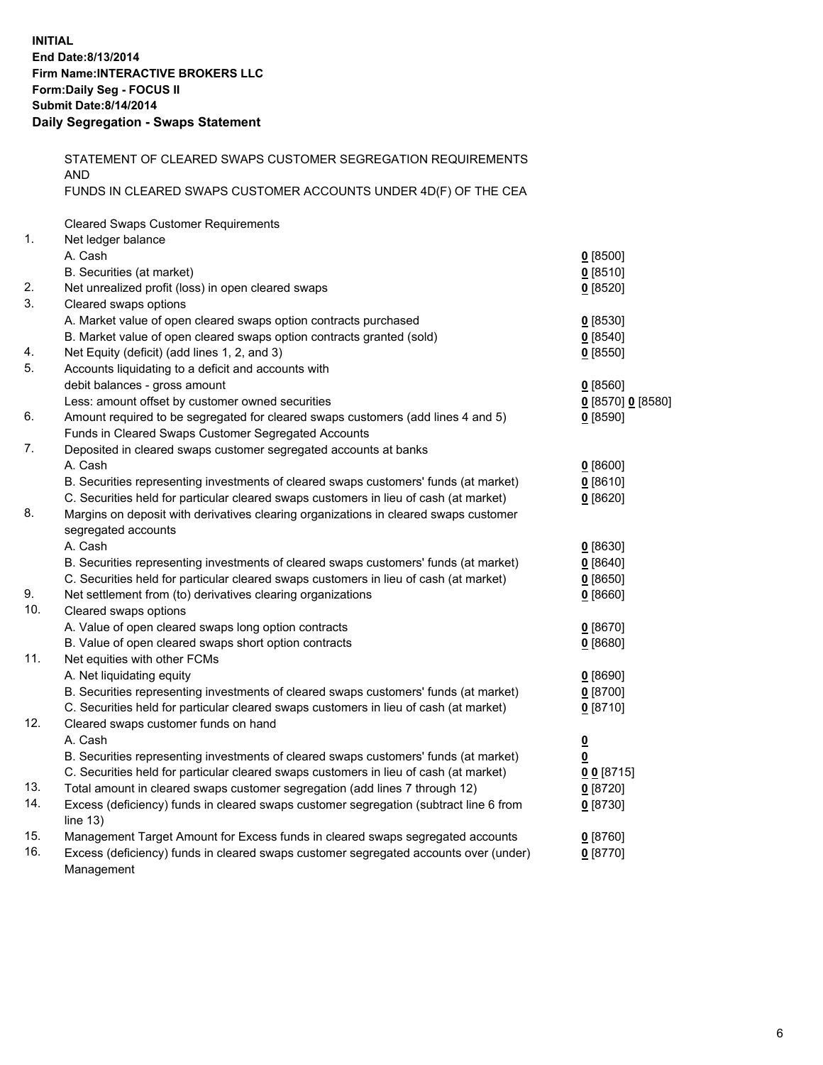**INITIAL**
**End Date:8/13/2014**
**Firm Name:INTERACTIVE BROKERS LLC**
**Form:Daily Seg - FOCUS II**
**Submit Date:8/14/2014**
**Daily Segregation - Swaps Statement**

STATEMENT OF CLEARED SWAPS CUSTOMER SEGREGATION REQUIREMENTS
AND
FUNDS IN CLEARED SWAPS CUSTOMER ACCOUNTS UNDER 4D(F) OF THE CEA

| | | |
|---|---|---|
| | Cleared Swaps Customer Requirements | |
| 1. | Net ledger balance | |
| | A. Cash | 0 [8500] |
| | B. Securities (at market) | 0 [8510] |
| 2. | Net unrealized profit (loss) in open cleared swaps | 0 [8520] |
| 3. | Cleared swaps options | |
| | A. Market value of open cleared swaps option contracts purchased | 0 [8530] |
| | B. Market value of open cleared swaps option contracts granted (sold) | 0 [8540] |
| 4. | Net Equity (deficit) (add lines 1, 2, and 3) | 0 [8550] |
| 5. | Accounts liquidating to a deficit and accounts with | |
| | debit balances - gross amount | 0 [8560] |
| | Less: amount offset by customer owned securities | 0 [8570] 0 [8580] |
| 6. | Amount required to be segregated for cleared swaps customers (add lines 4 and 5) | 0 [8590] |
| | Funds in Cleared Swaps Customer Segregated Accounts | |
| 7. | Deposited in cleared swaps customer segregated accounts at banks | |
| | A. Cash | 0 [8600] |
| | B. Securities representing investments of cleared swaps customers' funds (at market) | 0 [8610] |
| | C. Securities held for particular cleared swaps customers in lieu of cash (at market) | 0 [8620] |
| 8. | Margins on deposit with derivatives clearing organizations in cleared swaps customer segregated accounts | |
| | A. Cash | 0 [8630] |
| | B. Securities representing investments of cleared swaps customers' funds (at market) | 0 [8640] |
| | C. Securities held for particular cleared swaps customers in lieu of cash (at market) | 0 [8650] |
| 9. | Net settlement from (to) derivatives clearing organizations | 0 [8660] |
| 10. | Cleared swaps options | |
| | A. Value of open cleared swaps long option contracts | 0 [8670] |
| | B. Value of open cleared swaps short option contracts | 0 [8680] |
| 11. | Net equities with other FCMs | |
| | A. Net liquidating equity | 0 [8690] |
| | B. Securities representing investments of cleared swaps customers' funds (at market) | 0 [8700] |
| | C. Securities held for particular cleared swaps customers in lieu of cash (at market) | 0 [8710] |
| 12. | Cleared swaps customer funds on hand | |
| | A. Cash | 0 |
| | B. Securities representing investments of cleared swaps customers' funds (at market) | 0 |
| | C. Securities held for particular cleared swaps customers in lieu of cash (at market) | 0 0 [8715] |
| 13. | Total amount in cleared swaps customer segregation (add lines 7 through 12) | 0 [8720] |
| 14. | Excess (deficiency) funds in cleared swaps customer segregation (subtract line 6 from line 13) | 0 [8730] |
| 15. | Management Target Amount for Excess funds in cleared swaps segregated accounts | 0 [8760] |
| 16. | Excess (deficiency) funds in cleared swaps customer segregated accounts over (under) Management | 0 [8770] |